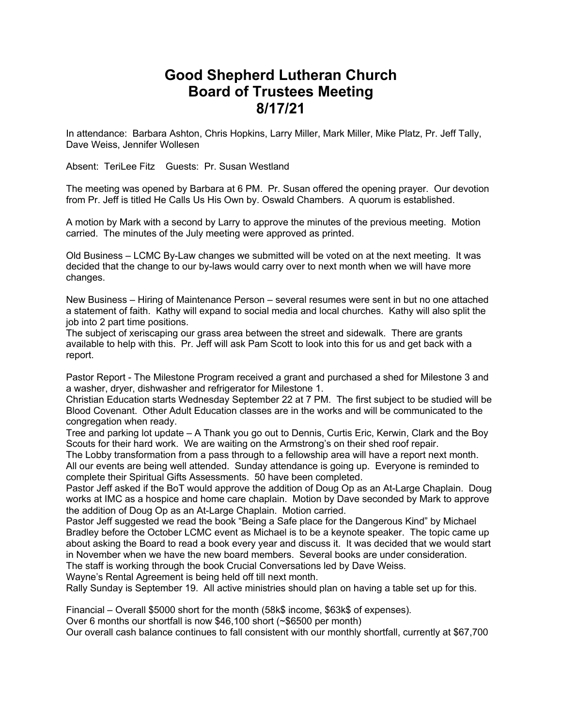# Good Shepherd Lutheran Church
# Board of Trustees Meeting
# 8/17/21

In attendance: Barbara Ashton, Chris Hopkins, Larry Miller, Mark Miller, Mike Platz, Pr. Jeff Tally, Dave Weiss, Jennifer Wollesen

Absent: TeriLee Fitz Guests: Pr. Susan Westland

The meeting was opened by Barbara at 6 PM. Pr. Susan offered the opening prayer. Our devotion from Pr. Jeff is titled He Calls Us His Own by. Oswald Chambers. A quorum is established.

A motion by Mark with a second by Larry to approve the minutes of the previous meeting. Motion carried. The minutes of the July meeting were approved as printed.

Old Business – LCMC By-Law changes we submitted will be voted on at the next meeting. It was decided that the change to our by-laws would carry over to next month when we will have more changes.

New Business – Hiring of Maintenance Person – several resumes were sent in but no one attached a statement of faith. Kathy will expand to social media and local churches. Kathy will also split the job into 2 part time positions.
The subject of xeriscaping our grass area between the street and sidewalk. There are grants available to help with this. Pr. Jeff will ask Pam Scott to look into this for us and get back with a report.

Pastor Report - The Milestone Program received a grant and purchased a shed for Milestone 3 and a washer, dryer, dishwasher and refrigerator for Milestone 1.
Christian Education starts Wednesday September 22 at 7 PM. The first subject to be studied will be Blood Covenant. Other Adult Education classes are in the works and will be communicated to the congregation when ready.
Tree and parking lot update – A Thank you go out to Dennis, Curtis Eric, Kerwin, Clark and the Boy Scouts for their hard work. We are waiting on the Armstrong's on their shed roof repair.
The Lobby transformation from a pass through to a fellowship area will have a report next month.
All our events are being well attended. Sunday attendance is going up. Everyone is reminded to complete their Spiritual Gifts Assessments. 50 have been completed.
Pastor Jeff asked if the BoT would approve the addition of Doug Op as an At-Large Chaplain. Doug works at IMC as a hospice and home care chaplain. Motion by Dave seconded by Mark to approve the addition of Doug Op as an At-Large Chaplain. Motion carried.
Pastor Jeff suggested we read the book "Being a Safe place for the Dangerous Kind" by Michael Bradley before the October LCMC event as Michael is to be a keynote speaker. The topic came up about asking the Board to read a book every year and discuss it. It was decided that we would start in November when we have the new board members. Several books are under consideration.
The staff is working through the book Crucial Conversations led by Dave Weiss.
Wayne's Rental Agreement is being held off till next month.
Rally Sunday is September 19. All active ministries should plan on having a table set up for this.

Financial – Overall $5000 short for the month (58k$ income, $63k$ of expenses).
Over 6 months our shortfall is now $46,100 short (~$6500 per month)
Our overall cash balance continues to fall consistent with our monthly shortfall, currently at $67,700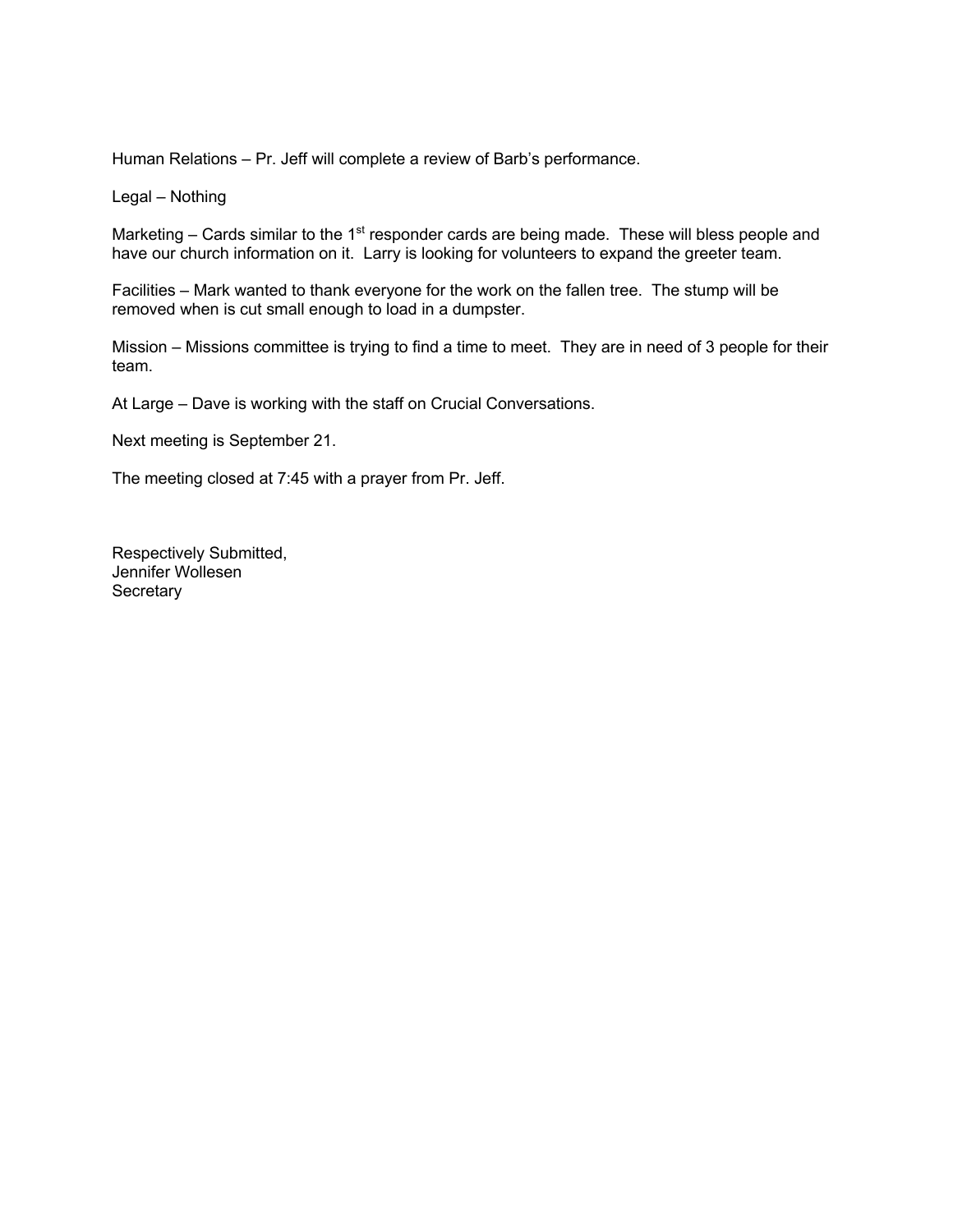Human Relations – Pr. Jeff will complete a review of Barb's performance.

Legal – Nothing

Marketing – Cards similar to the 1st responder cards are being made. These will bless people and have our church information on it. Larry is looking for volunteers to expand the greeter team.

Facilities – Mark wanted to thank everyone for the work on the fallen tree. The stump will be removed when is cut small enough to load in a dumpster.

Mission – Missions committee is trying to find a time to meet. They are in need of 3 people for their team.

At Large – Dave is working with the staff on Crucial Conversations.

Next meeting is September 21.

The meeting closed at 7:45 with a prayer from Pr. Jeff.

Respectively Submitted,
Jennifer Wollesen
Secretary